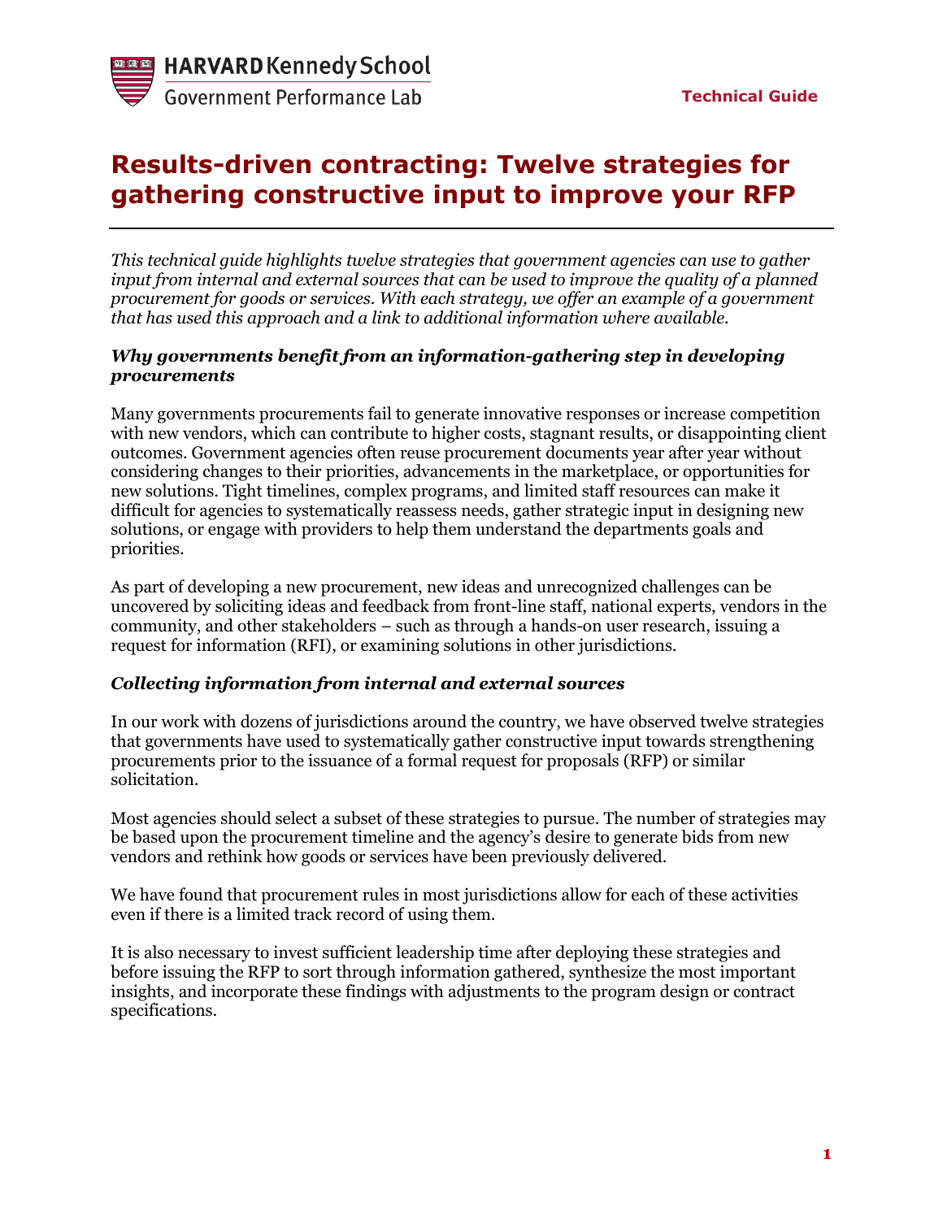HARVARD Kennedy School
Government Performance Lab

Technical Guide

# Results-driven contracting: Twelve strategies for gathering constructive input to improve your RFP

*This technical guide highlights twelve strategies that government agencies can use to gather input from internal and external sources that can be used to improve the quality of a planned procurement for goods or services. With each strategy, we offer an example of a government that has used this approach and a link to additional information where available.*

### *Why governments benefit from an information-gathering step in developing procurements*

Many governments procurements fail to generate innovative responses or increase competition with new vendors, which can contribute to higher costs, stagnant results, or disappointing client outcomes. Government agencies often reuse procurement documents year after year without considering changes to their priorities, advancements in the marketplace, or opportunities for new solutions. Tight timelines, complex programs, and limited staff resources can make it difficult for agencies to systematically reassess needs, gather strategic input in designing new solutions, or engage with providers to help them understand the departments goals and priorities.

As part of developing a new procurement, new ideas and unrecognized challenges can be uncovered by soliciting ideas and feedback from front-line staff, national experts, vendors in the community, and other stakeholders – such as through a hands-on user research, issuing a request for information (RFI), or examining solutions in other jurisdictions.

### *Collecting information from internal and external sources*

In our work with dozens of jurisdictions around the country, we have observed twelve strategies that governments have used to systematically gather constructive input towards strengthening procurements prior to the issuance of a formal request for proposals (RFP) or similar solicitation.

Most agencies should select a subset of these strategies to pursue. The number of strategies may be based upon the procurement timeline and the agency's desire to generate bids from new vendors and rethink how goods or services have been previously delivered.

We have found that procurement rules in most jurisdictions allow for each of these activities even if there is a limited track record of using them.

It is also necessary to invest sufficient leadership time after deploying these strategies and before issuing the RFP to sort through information gathered, synthesize the most important insights, and incorporate these findings with adjustments to the program design or contract specifications.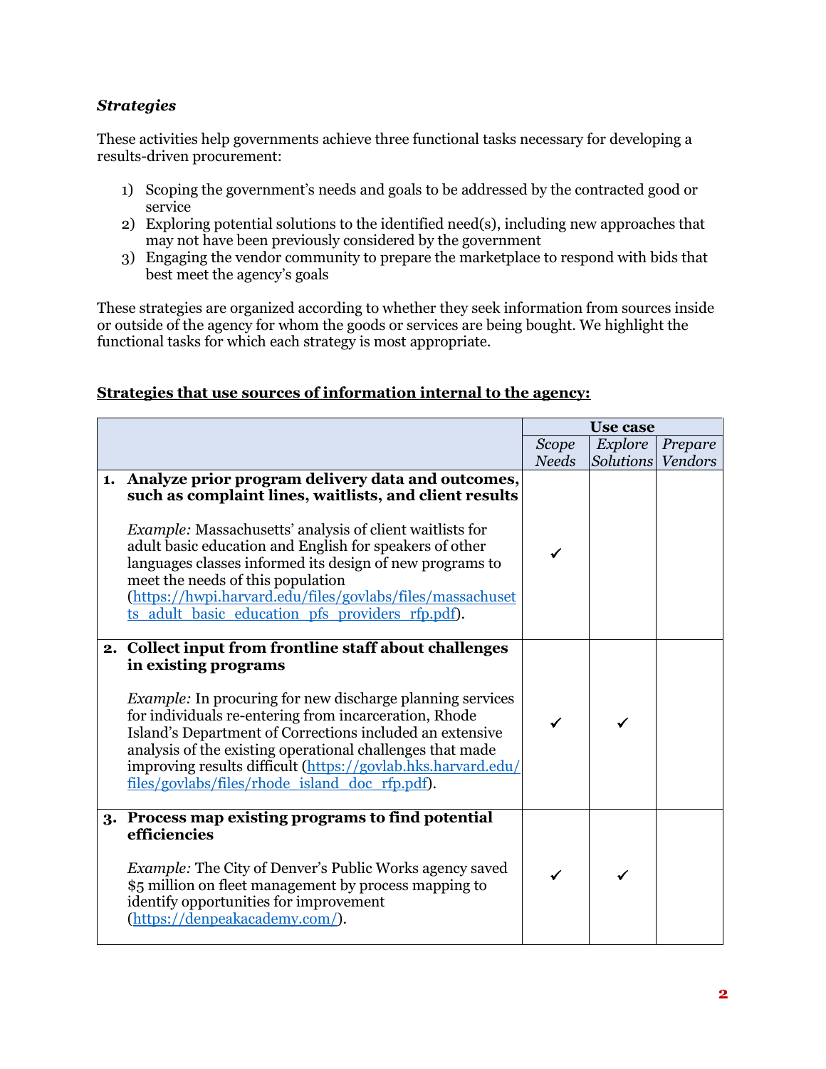### *Strategies*

These activities help governments achieve three functional tasks necessary for developing a results-driven procurement:

1) Scoping the government's needs and goals to be addressed by the contracted good or service
2) Exploring potential solutions to the identified need(s), including new approaches that may not have been previously considered by the government
3) Engaging the vendor community to prepare the marketplace to respond with bids that best meet the agency's goals

These strategies are organized according to whether they seek information from sources inside or outside of the agency for whom the goods or services are being bought. We highlight the functional tasks for which each strategy is most appropriate.

**Strategies that use sources of information internal to the agency:**

| | Use case | | |
|---|---|---|---|
| | *Scope Needs* | *Explore Solutions* | *Prepare Vendors* |
| **1. Analyze prior program delivery data and outcomes, such as complaint lines, waitlists, and client results**<br><br>*Example:* Massachusetts' analysis of client waitlists for adult basic education and English for speakers of other languages classes informed its design of new programs to meet the needs of this population (https://hwpi.harvard.edu/files/govlabs/files/massachusetts_adult_basic_education_pfs_providers_rfp.pdf). | ✓ | | |
| **2. Collect input from frontline staff about challenges in existing programs**<br><br>*Example:* In procuring for new discharge planning services for individuals re-entering from incarceration, Rhode Island's Department of Corrections included an extensive analysis of the existing operational challenges that made improving results difficult (https://govlab.hks.harvard.edu/files/govlabs/files/rhode_island_doc_rfp.pdf). | ✓ | ✓ | |
| **3. Process map existing programs to find potential efficiencies**<br><br>*Example:* The City of Denver's Public Works agency saved $5 million on fleet management by process mapping to identify opportunities for improvement (https://denpeakacademy.com/). | ✓ | ✓ | |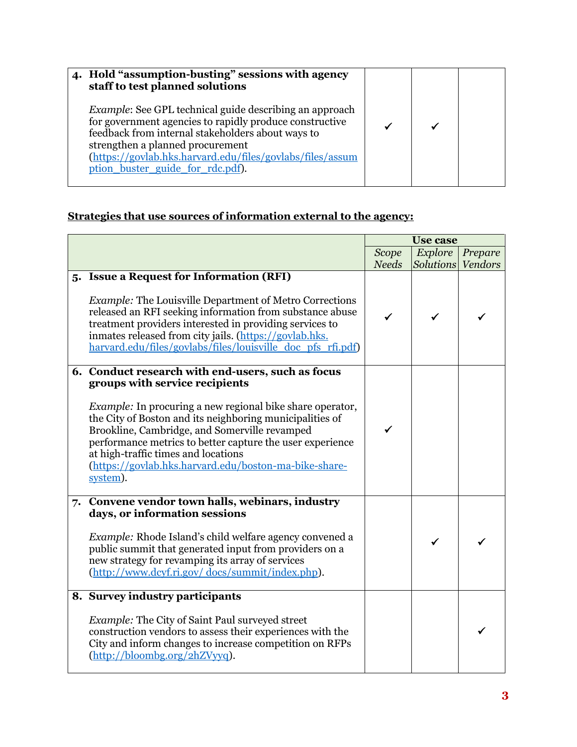| | | | |
|---|---|---|---|
| **4. Hold "assumption-busting" sessions with agency staff to test planned solutions**<br><br>*Example*: See GPL technical guide describing an approach for government agencies to rapidly produce constructive feedback from internal stakeholders about ways to strengthen a planned procurement (https://govlab.hks.harvard.edu/files/govlabs/files/assumption_buster_guide_for_rdc.pdf). | ✓ | ✓ | |

**Strategies that use sources of information external to the agency:**

| | Use case | | |
|---|---|---|---|
| | *Scope Needs* | *Explore Solutions* | *Prepare Vendors* |
| **5. Issue a Request for Information (RFI)**<br><br>*Example:* The Louisville Department of Metro Corrections released an RFI seeking information from substance abuse treatment providers interested in providing services to inmates released from city jails. (https://govlab.hks.harvard.edu/files/govlabs/files/louisville_doc_pfs_rfi.pdf) | ✓ | ✓ | ✓ |
| **6. Conduct research with end-users, such as focus groups with service recipients**<br><br>*Example:* In procuring a new regional bike share operator, the City of Boston and its neighboring municipalities of Brookline, Cambridge, and Somerville revamped performance metrics to better capture the user experience at high-traffic times and locations (https://govlab.hks.harvard.edu/boston-ma-bike-share-system). | ✓ | | |
| **7. Convene vendor town halls, webinars, industry days, or information sessions**<br><br>*Example:* Rhode Island's child welfare agency convened a public summit that generated input from providers on a new strategy for revamping its array of services (http://www.dcyf.ri.gov/ docs/summit/index.php). | | ✓ | ✓ |
| **8. Survey industry participants**<br><br>*Example:* The City of Saint Paul surveyed street construction vendors to assess their experiences with the City and inform changes to increase competition on RFPs (http://bloombg.org/2hZVyyq). | | | ✓ |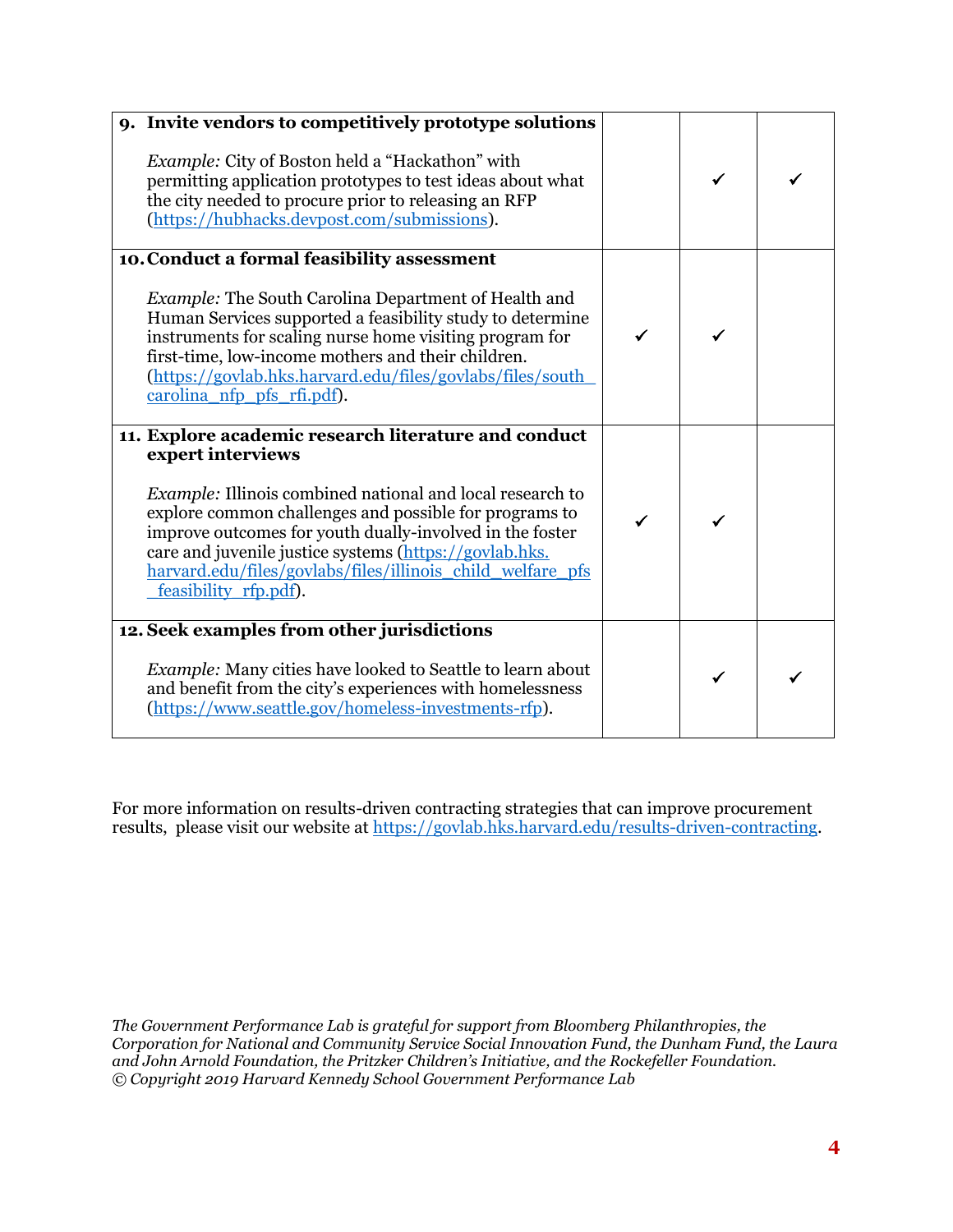| | | | |
|---|---|---|---|
| **9. Invite vendors to competitively prototype solutions**<br><br>*Example:* City of Boston held a "Hackathon" with permitting application prototypes to test ideas about what the city needed to procure prior to releasing an RFP (https://hubhacks.devpost.com/submissions). | | ✓ | ✓ |
| **10. Conduct a formal feasibility assessment**<br><br>*Example:* The South Carolina Department of Health and Human Services supported a feasibility study to determine instruments for scaling nurse home visiting program for first-time, low-income mothers and their children. (https://govlab.hks.harvard.edu/files/govlabs/files/south_carolina_nfp_pfs_rfi.pdf). | ✓ | ✓ | |
| **11. Explore academic research literature and conduct expert interviews**<br><br>*Example:* Illinois combined national and local research to explore common challenges and possible for programs to improve outcomes for youth dually-involved in the foster care and juvenile justice systems (https://govlab.hks.harvard.edu/files/govlabs/files/illinois_child_welfare_pfs_feasibility_rfp.pdf). | ✓ | ✓ | |
| **12. Seek examples from other jurisdictions**<br><br>*Example:* Many cities have looked to Seattle to learn about and benefit from the city's experiences with homelessness (https://www.seattle.gov/homeless-investments-rfp). | | ✓ | ✓ |

For more information on results-driven contracting strategies that can improve procurement results, please visit our website at https://govlab.hks.harvard.edu/results-driven-contracting.

*The Government Performance Lab is grateful for support from Bloomberg Philanthropies, the Corporation for National and Community Service Social Innovation Fund, the Dunham Fund, the Laura and John Arnold Foundation, the Pritzker Children's Initiative, and the Rockefeller Foundation.*
*© Copyright 2019 Harvard Kennedy School Government Performance Lab*